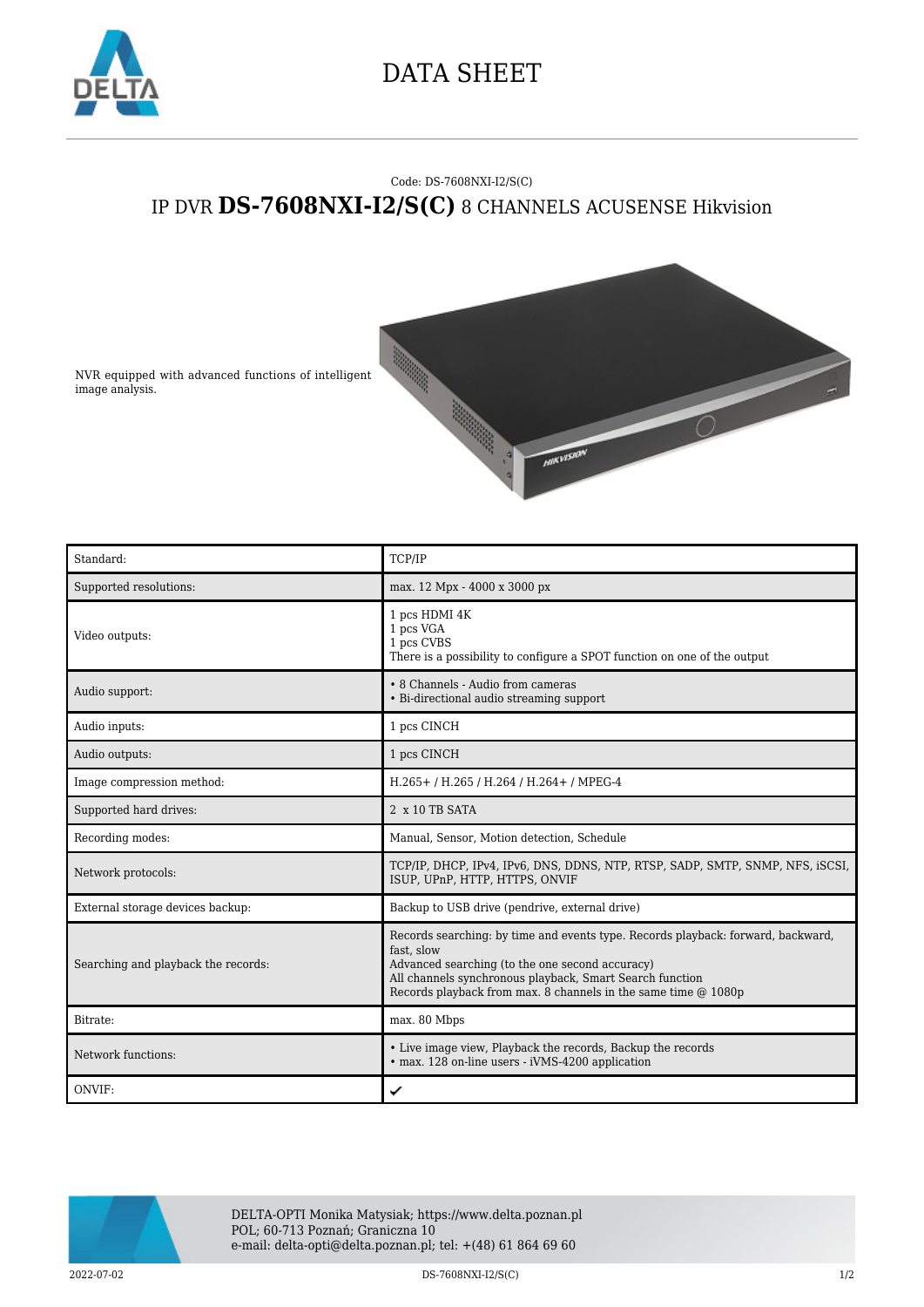# DATA SHEET

Code: DS-7608NXI-I2/S(C)

## IP DVR **DS-7608NXI-I2/S(C)** 8 CHANNELS ACUSENSE Hikvision

NVR equipped with advanced functions of intelligent image analysis.

| | |
|---|---|
| Standard: | TCP/IP |
| Supported resolutions: | max. 12 Mpx - 4000 x 3000 px |
| Video outputs: | 1 pcs HDMI 4K<br>1 pcs VGA<br>1 pcs CVBS<br>There is a possibility to configure a SPOT function on one of the output |
| Audio support: | • 8 Channels - Audio from cameras<br>• Bi-directional audio streaming support |
| Audio inputs: | 1 pcs CINCH |
| Audio outputs: | 1 pcs CINCH |
| Image compression method: | H.265+ / H.265 / H.264 / H.264+ / MPEG-4 |
| Supported hard drives: | 2 x 10 TB SATA |
| Recording modes: | Manual, Sensor, Motion detection, Schedule |
| Network protocols: | TCP/IP, DHCP, IPv4, IPv6, DNS, DDNS, NTP, RTSP, SADP, SMTP, SNMP, NFS, iSCSI, ISUP, UPnP, HTTP, HTTPS, ONVIF |
| External storage devices backup: | Backup to USB drive (pendrive, external drive) |
| Searching and playback the records: | Records searching: by time and events type. Records playback: forward, backward, fast, slow<br>Advanced searching (to the one second accuracy)<br>All channels synchronous playback, Smart Search function<br>Records playback from max. 8 channels in the same time @ 1080p |
| Bitrate: | max. 80 Mbps |
| Network functions: | • Live image view, Playback the records, Backup the records<br>• max. 128 on-line users - iVMS-4200 application |
| ONVIF: | ✔ |

DELTA-OPTI Monika Matysiak; https://www.delta.poznan.pl
POL; 60-713 Poznań; Graniczna 10
e-mail: delta-opti@delta.poznan.pl; tel: +(48) 61 864 69 60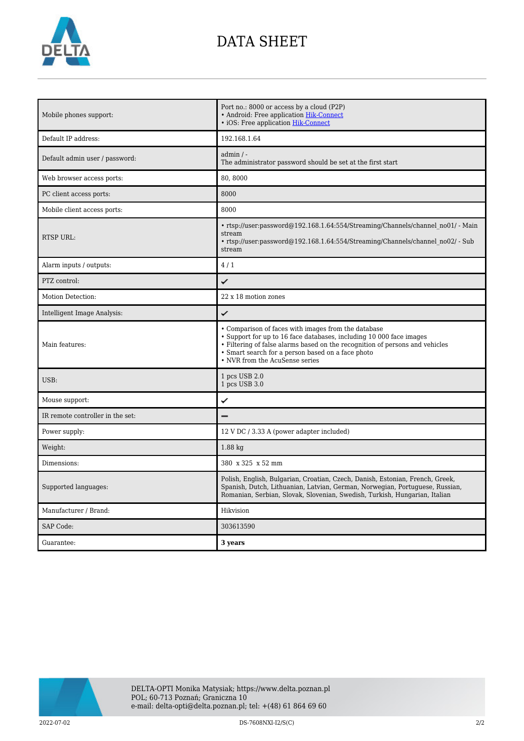# DATA SHEET

| | |
|---|---|
| Mobile phones support: | Port no.: 8000 or access by a cloud (P2P)<br>• Android: Free application Hik-Connect<br>• iOS: Free application Hik-Connect |
| Default IP address: | 192.168.1.64 |
| Default admin user / password: | admin / -<br>The administrator password should be set at the first start |
| Web browser access ports: | 80, 8000 |
| PC client access ports: | 8000 |
| Mobile client access ports: | 8000 |
| RTSP URL: | • rtsp://user:password@192.168.1.64:554/Streaming/Channels/channel_no01/ - Main stream<br>• rtsp://user:password@192.168.1.64:554/Streaming/Channels/channel_no02/ - Sub stream |
| Alarm inputs / outputs: | 4 / 1 |
| PTZ control: | ✔ |
| Motion Detection: | 22 x 18 motion zones |
| Intelligent Image Analysis: | ✔ |
| Main features: | • Comparison of faces with images from the database<br>• Support for up to 16 face databases, including 10 000 face images<br>• Filtering of false alarms based on the recognition of persons and vehicles<br>• Smart search for a person based on a face photo<br>• NVR from the AcuSense series |
| USB: | 1 pcs USB 2.0<br>1 pcs USB 3.0 |
| Mouse support: | ✔ |
| IR remote controller in the set: | – |
| Power supply: | 12 V DC / 3.33 A (power adapter included) |
| Weight: | 1.88 kg |
| Dimensions: | 380 x 325 x 52 mm |
| Supported languages: | Polish, English, Bulgarian, Croatian, Czech, Danish, Estonian, French, Greek, Spanish, Dutch, Lithuanian, Latvian, German, Norwegian, Portuguese, Russian, Romanian, Serbian, Slovak, Slovenian, Swedish, Turkish, Hungarian, Italian |
| Manufacturer / Brand: | Hikvision |
| SAP Code: | 303613590 |
| Guarantee: | **3 years** |

DELTA-OPTI Monika Matysiak; https://www.delta.poznan.pl
POL; 60-713 Poznań; Graniczna 10
e-mail: delta-opti@delta.poznan.pl; tel: +(48) 61 864 69 60

2022-07-02 DS-7608NXI-I2/S(C)